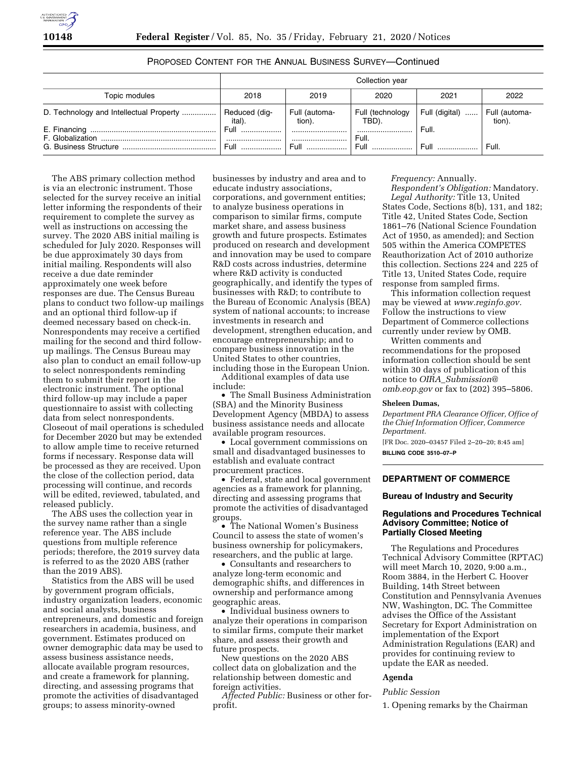PROPOSED CONTENT FOR THE ANNUAL BUSINESS SURVEY—Continued

| Topic modules | Collection year | | | | |
|---|---|---|---|---|---|
| | 2018 | 2019 | 2020 | 2021 | 2022 |
| D. Technology and Intellectual Property | Reduced (digital). | Full (automation). | Full (technology TBD). | Full (digital) | Full (automation). |
| E. Financing | Full | | | Full. | |
| F. Globalization | | | Full. | | |
| G. Business Structure | Full | Full | Full | Full | Full. |

The ABS primary collection method is via an electronic instrument. Those selected for the survey receive an initial letter informing the respondents of their requirement to complete the survey as well as instructions on accessing the survey. The 2020 ABS initial mailing is scheduled for July 2020. Responses will be due approximately 30 days from initial mailing. Respondents will also receive a due date reminder approximately one week before responses are due. The Census Bureau plans to conduct two follow-up mailings and an optional third follow-up if deemed necessary based on check-in. Nonrespondents may receive a certified mailing for the second and third follow-up mailings. The Census Bureau may also plan to conduct an email follow-up to select nonrespondents reminding them to submit their report in the electronic instrument. The optional third follow-up may include a paper questionnaire to assist with collecting data from select nonrespondents. Closeout of mail operations is scheduled for December 2020 but may be extended to allow ample time to receive returned forms if necessary. Response data will be processed as they are received. Upon the close of the collection period, data processing will continue, and records will be edited, reviewed, tabulated, and released publicly.

The ABS uses the collection year in the survey name rather than a single reference year. The ABS include questions from multiple reference periods; therefore, the 2019 survey data is referred to as the 2020 ABS (rather than the 2019 ABS).

Statistics from the ABS will be used by government program officials, industry organization leaders, economic and social analysts, business entrepreneurs, and domestic and foreign researchers in academia, business, and government. Estimates produced on owner demographic data may be used to assess business assistance needs, allocate available program resources, and create a framework for planning, directing, and assessing programs that promote the activities of disadvantaged groups; to assess minority-owned businesses by industry and area and to educate industry associations, corporations, and government entities; to analyze business operations in comparison to similar firms, compute market share, and assess business growth and future prospects. Estimates produced on research and development and innovation may be used to compare R&D costs across industries, determine where R&D activity is conducted geographically, and identify the types of businesses with R&D; to contribute to the Bureau of Economic Analysis (BEA) system of national accounts; to increase investments in research and development, strengthen education, and encourage entrepreneurship; and to compare business innovation in the United States to other countries, including those in the European Union.

Additional examples of data use include:

• The Small Business Administration (SBA) and the Minority Business Development Agency (MBDA) to assess business assistance needs and allocate available program resources.

• Local government commissions on small and disadvantaged businesses to establish and evaluate contract procurement practices.

• Federal, state and local government agencies as a framework for planning, directing and assessing programs that promote the activities of disadvantaged groups.

• The National Women's Business Council to assess the state of women's business ownership for policymakers, researchers, and the public at large.

• Consultants and researchers to analyze long-term economic and demographic shifts, and differences in ownership and performance among geographic areas.

• Individual business owners to analyze their operations in comparison to similar firms, compute their market share, and assess their growth and future prospects.

New questions on the 2020 ABS collect data on globalization and the relationship between domestic and foreign activities.

*Affected Public:* Business or other for-profit.

*Frequency:* Annually.

*Respondent's Obligation:* Mandatory.

*Legal Authority:* Title 13, United States Code, Sections 8(b), 131, and 182; Title 42, United States Code, Section 1861–76 (National Science Foundation Act of 1950, as amended); and Section 505 within the America COMPETES Reauthorization Act of 2010 authorize this collection. Sections 224 and 225 of Title 13, United States Code, require response from sampled firms.

This information collection request may be viewed at *www.reginfo.gov.* Follow the instructions to view Department of Commerce collections currently under review by OMB.

Written comments and recommendations for the proposed information collection should be sent within 30 days of publication of this notice to *OIRA_Submission@omb.eop.gov* or fax to (202) 395–5806.

**Sheleen Dumas,**

*Department PRA Clearance Officer, Office of the Chief Information Officer, Commerce Department.*

[FR Doc. 2020–03457 Filed 2–20–20; 8:45 am]

**BILLING CODE 3510–07–P**

## DEPARTMENT OF COMMERCE

### Bureau of Industry and Security

### Regulations and Procedures Technical Advisory Committee; Notice of Partially Closed Meeting

The Regulations and Procedures Technical Advisory Committee (RPTAC) will meet March 10, 2020, 9:00 a.m., Room 3884, in the Herbert C. Hoover Building, 14th Street between Constitution and Pennsylvania Avenues NW, Washington, DC. The Committee advises the Office of the Assistant Secretary for Export Administration on implementation of the Export Administration Regulations (EAR) and provides for continuing review to update the EAR as needed.

#### Agenda

*Public Session*

1. Opening remarks by the Chairman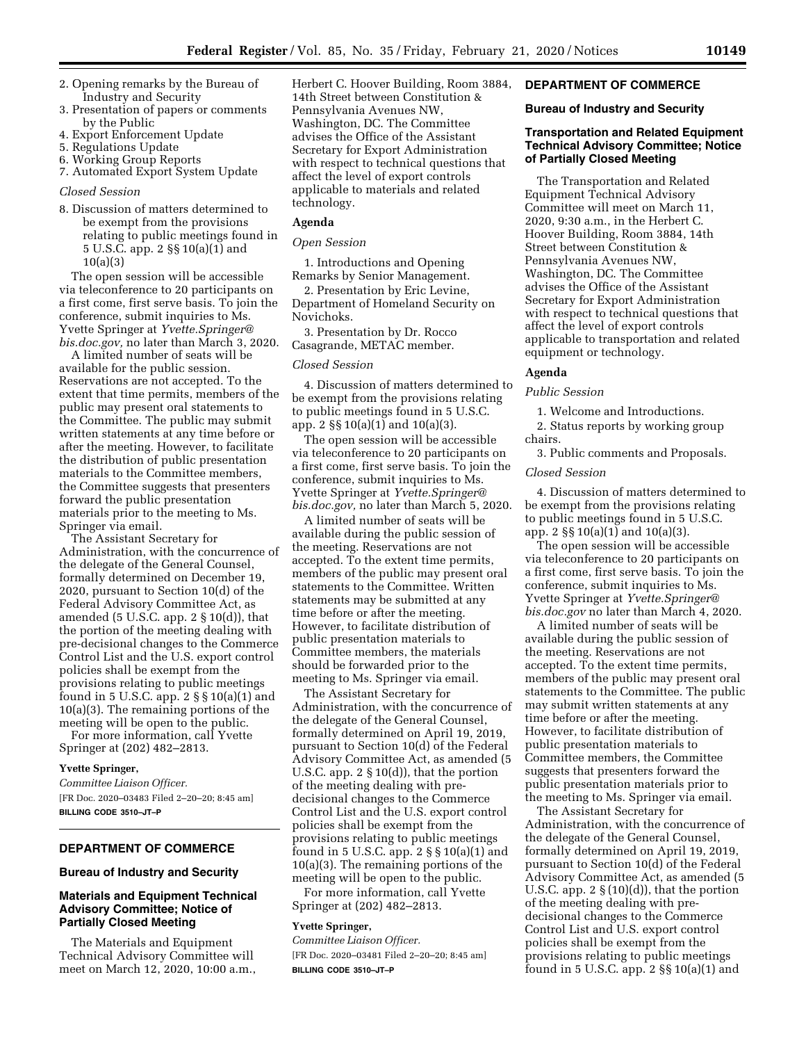2. Opening remarks by the Bureau of Industry and Security
3. Presentation of papers or comments by the Public
4. Export Enforcement Update
5. Regulations Update
6. Working Group Reports
7. Automated Export System Update

*Closed Session*

8. Discussion of matters determined to be exempt from the provisions relating to public meetings found in 5 U.S.C. app. 2 §§ 10(a)(1) and 10(a)(3)

The open session will be accessible via teleconference to 20 participants on a first come, first serve basis. To join the conference, submit inquiries to Ms. Yvette Springer at *Yvette.Springer@bis.doc.gov,* no later than March 3, 2020.

A limited number of seats will be available for the public session. Reservations are not accepted. To the extent that time permits, members of the public may present oral statements to the Committee. The public may submit written statements at any time before or after the meeting. However, to facilitate the distribution of public presentation materials to the Committee members, the Committee suggests that presenters forward the public presentation materials prior to the meeting to Ms. Springer via email.

The Assistant Secretary for Administration, with the concurrence of the delegate of the General Counsel, formally determined on December 19, 2020, pursuant to Section 10(d) of the Federal Advisory Committee Act, as amended (5 U.S.C. app. 2 § 10(d)), that the portion of the meeting dealing with pre-decisional changes to the Commerce Control List and the U.S. export control policies shall be exempt from the provisions relating to public meetings found in 5 U.S.C. app. 2 § § 10(a)(1) and 10(a)(3). The remaining portions of the meeting will be open to the public.

For more information, call Yvette Springer at (202) 482–2813.

**Yvette Springer,**

*Committee Liaison Officer.*

[FR Doc. 2020–03483 Filed 2–20–20; 8:45 am]

**BILLING CODE 3510–JT–P**

## DEPARTMENT OF COMMERCE

### Bureau of Industry and Security

### Materials and Equipment Technical Advisory Committee; Notice of Partially Closed Meeting

The Materials and Equipment Technical Advisory Committee will meet on March 12, 2020, 10:00 a.m., Herbert C. Hoover Building, Room 3884, 14th Street between Constitution & Pennsylvania Avenues NW, Washington, DC. The Committee advises the Office of the Assistant Secretary for Export Administration with respect to technical questions that affect the level of export controls applicable to materials and related technology.

**Agenda**

*Open Session*

1. Introductions and Opening Remarks by Senior Management.

2. Presentation by Eric Levine, Department of Homeland Security on Novichoks.

3. Presentation by Dr. Rocco Casagrande, METAC member.

*Closed Session*

4. Discussion of matters determined to be exempt from the provisions relating to public meetings found in 5 U.S.C. app. 2 §§ 10(a)(1) and 10(a)(3).

The open session will be accessible via teleconference to 20 participants on a first come, first serve basis. To join the conference, submit inquiries to Ms. Yvette Springer at *Yvette.Springer@bis.doc.gov,* no later than March 5, 2020.

A limited number of seats will be available during the public session of the meeting. Reservations are not accepted. To the extent time permits, members of the public may present oral statements to the Committee. Written statements may be submitted at any time before or after the meeting. However, to facilitate distribution of public presentation materials to Committee members, the materials should be forwarded prior to the meeting to Ms. Springer via email.

The Assistant Secretary for Administration, with the concurrence of the delegate of the General Counsel, formally determined on April 19, 2019, pursuant to Section 10(d) of the Federal Advisory Committee Act, as amended (5 U.S.C. app. 2 § 10(d)), that the portion of the meeting dealing with pre-decisional changes to the Commerce Control List and the U.S. export control policies shall be exempt from the provisions relating to public meetings found in 5 U.S.C. app. 2 § § 10(a)(1) and 10(a)(3). The remaining portions of the meeting will be open to the public.

For more information, call Yvette Springer at (202) 482–2813.

**Yvette Springer,**

*Committee Liaison Officer.*

[FR Doc. 2020–03481 Filed 2–20–20; 8:45 am]

**BILLING CODE 3510–JT–P**

## DEPARTMENT OF COMMERCE

### Bureau of Industry and Security

### Transportation and Related Equipment Technical Advisory Committee; Notice of Partially Closed Meeting

The Transportation and Related Equipment Technical Advisory Committee will meet on March 11, 2020, 9:30 a.m., in the Herbert C. Hoover Building, Room 3884, 14th Street between Constitution & Pennsylvania Avenues NW, Washington, DC. The Committee advises the Office of the Assistant Secretary for Export Administration with respect to technical questions that affect the level of export controls applicable to transportation and related equipment or technology.

**Agenda**

*Public Session*

1. Welcome and Introductions.

2. Status reports by working group chairs.

3. Public comments and Proposals.

*Closed Session*

4. Discussion of matters determined to be exempt from the provisions relating to public meetings found in 5 U.S.C. app. 2 §§ 10(a)(1) and 10(a)(3).

The open session will be accessible via teleconference to 20 participants on a first come, first serve basis. To join the conference, submit inquiries to Ms. Yvette Springer at *Yvette.Springer@bis.doc.gov* no later than March 4, 2020.

A limited number of seats will be available during the public session of the meeting. Reservations are not accepted. To the extent time permits, members of the public may present oral statements to the Committee. The public may submit written statements at any time before or after the meeting. However, to facilitate distribution of public presentation materials to Committee members, the Committee suggests that presenters forward the public presentation materials prior to the meeting to Ms. Springer via email.

The Assistant Secretary for Administration, with the concurrence of the delegate of the General Counsel, formally determined on April 19, 2019, pursuant to Section 10(d) of the Federal Advisory Committee Act, as amended (5 U.S.C. app. 2 § (10)(d)), that the portion of the meeting dealing with pre-decisional changes to the Commerce Control List and U.S. export control policies shall be exempt from the provisions relating to public meetings found in 5 U.S.C. app. 2 §§ 10(a)(1) and